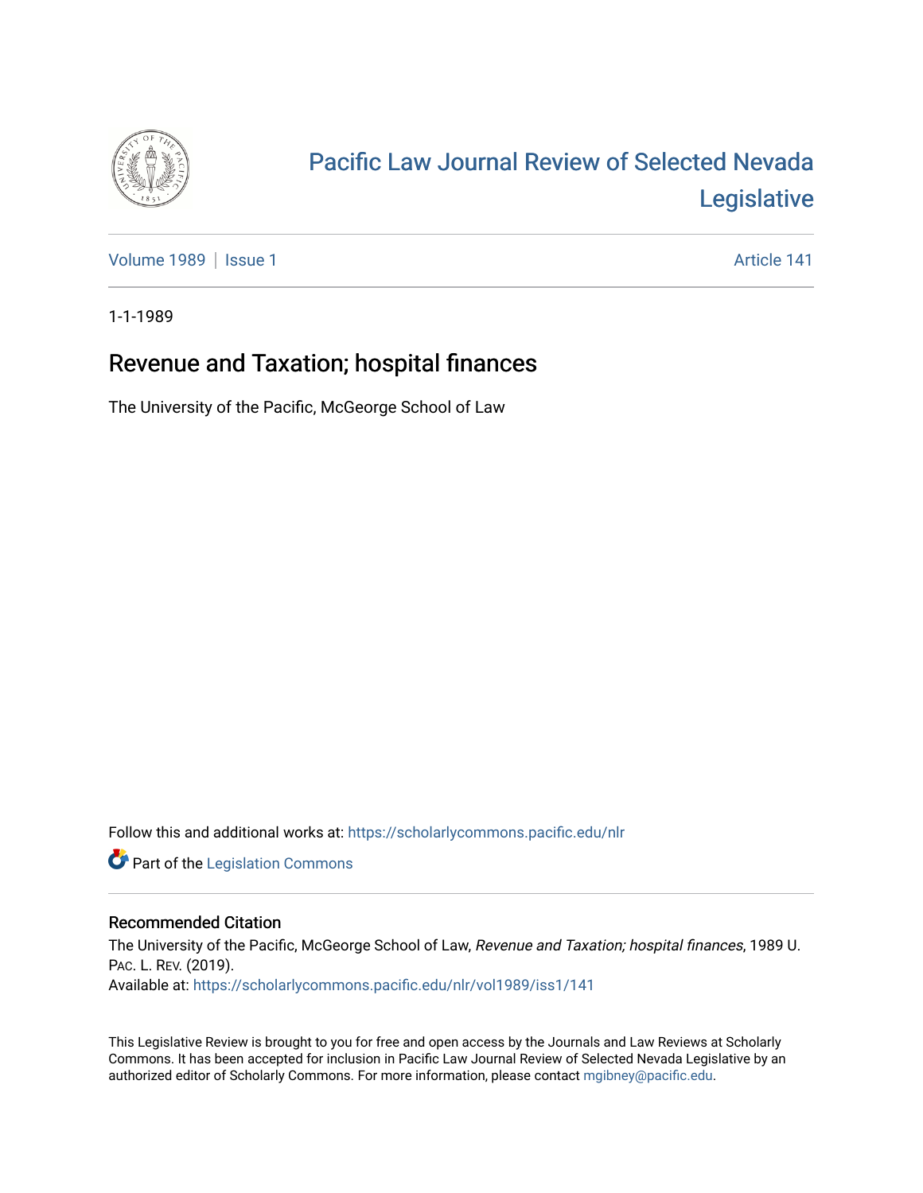# Pacific Law Journal Review of Selected Nevada Legislative

Volume 1989 | Issue 1 Article 141

1-1-1989

## Revenue and Taxation; hospital finances

The University of the Pacific, McGeorge School of Law

Follow this and additional works at: https://scholarlycommons.pacific.edu/nlr

Part of the Legislation Commons

### Recommended Citation

The University of the Pacific, McGeorge School of Law, *Revenue and Taxation; hospital finances*, 1989 U. PAC. L. REV. (2019).
Available at: https://scholarlycommons.pacific.edu/nlr/vol1989/iss1/141

This Legislative Review is brought to you for free and open access by the Journals and Law Reviews at Scholarly Commons. It has been accepted for inclusion in Pacific Law Journal Review of Selected Nevada Legislative by an authorized editor of Scholarly Commons. For more information, please contact mgibney@pacific.edu.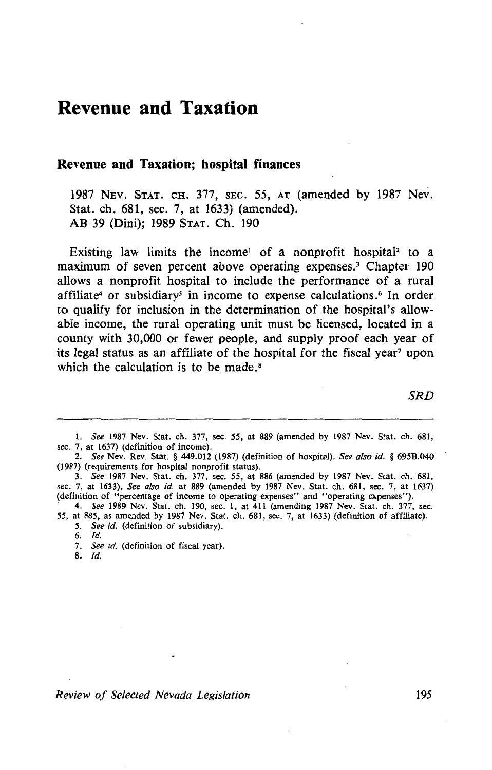# Revenue and Taxation

## Revenue and Taxation; hospital finances

1987 NEV. STAT. CH. 377, SEC. 55, AT (amended by 1987 Nev. Stat. ch. 681, sec. 7, at 1633) (amended).
AB 39 (Dini); 1989 STAT. Ch. 190

Existing law limits the income[1] of a nonprofit hospital[2] to a maximum of seven percent above operating expenses.[3] Chapter 190 allows a nonprofit hospital to include the performance of a rural affiliate[4] or subsidiary[5] in income to expense calculations.[6] In order to qualify for inclusion in the determination of the hospital's allowable income, the rural operating unit must be licensed, located in a county with 30,000 or fewer people, and supply proof each year of its legal status as an affiliate of the hospital for the fiscal year[7] upon which the calculation is to be made.[8]

*SRD*

---

1. *See* 1987 Nev. Stat. ch. 377, sec. 55, at 889 (amended by 1987 Nev. Stat. ch. 681, sec. 7, at 1637) (definition of income).
2. *See* Nev. Rev. Stat. § 449.012 (1987) (definition of hospital). *See also id.* § 695B.040 (1987) (requirements for hospital nonprofit status).
3. *See* 1987 Nev. Stat. ch. 377, sec. 55, at 886 (amended by 1987 Nev. Stat. ch. 681, sec. 7, at 1633). *See also id.* at 889 (amended by 1987 Nev. Stat. ch. 681, sec. 7, at 1637) (definition of "percentage of income to operating expenses" and "operating expenses").
4. *See* 1989 Nev. Stat. ch. 190, sec. 1, at 411 (amending 1987 Nev. Stat. ch. 377, sec. 55, at 885, as amended by 1987 Nev. Stat. ch. 681, sec. 7, at 1633) (definition of affiliate).
5. *See id.* (definition of subsidiary).
6. *Id.*
7. *See id.* (definition of fiscal year).
8. *Id.*